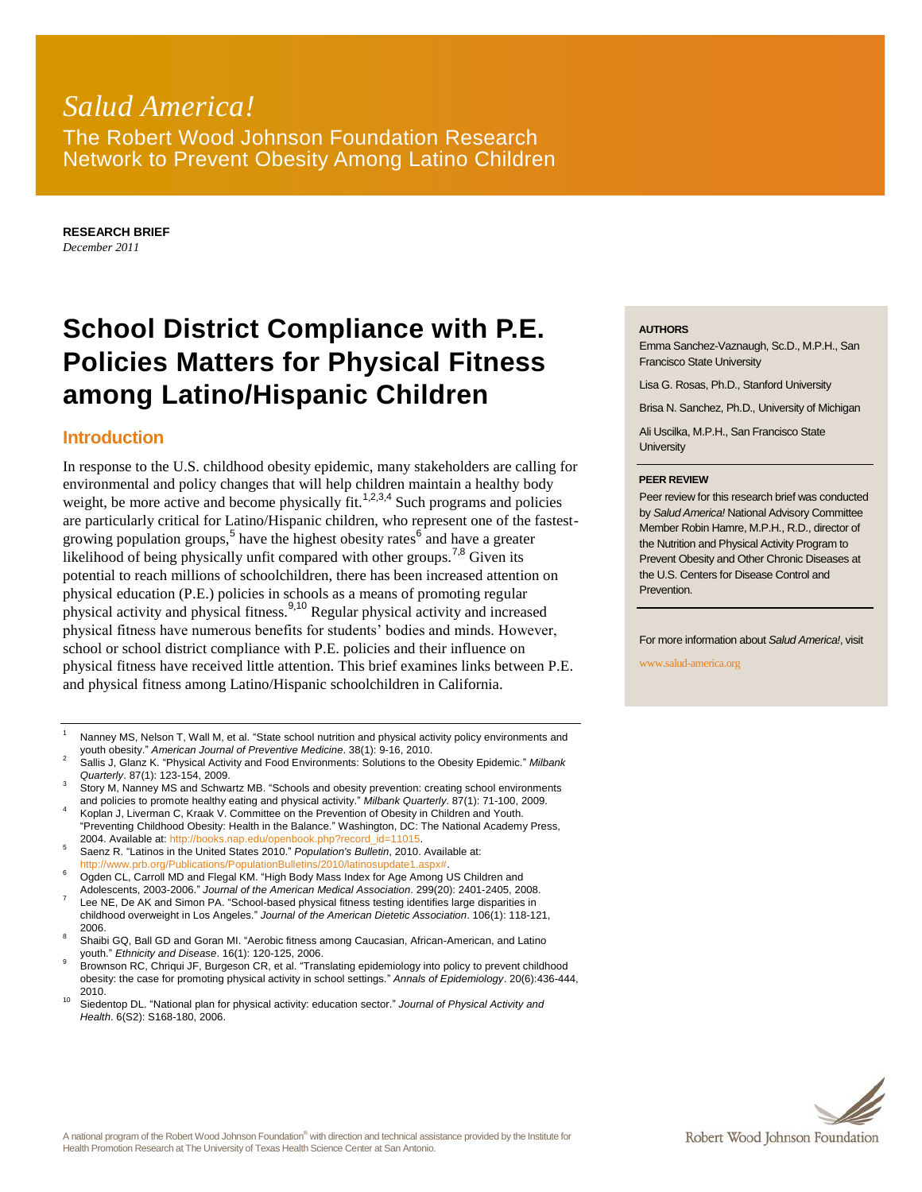*Salud America!*

The Robert Wood Johnson Foundation Research Network to Prevent Obesity Among Latino Children

**RESEARCH BRIEF**
*December 2011*

# School District Compliance with P.E. Policies Matters for Physical Fitness among Latino/Hispanic Children

**AUTHORS**

Emma Sanchez-Vaznaugh, Sc.D., M.P.H., San Francisco State University

Lisa G. Rosas, Ph.D., Stanford University

Brisa N. Sanchez, Ph.D., University of Michigan

Ali Uscilka, M.P.H., San Francisco State University

**PEER REVIEW**

Peer review for this research brief was conducted by *Salud America!* National Advisory Committee Member Robin Hamre, M.P.H., R.D., director of the Nutrition and Physical Activity Program to Prevent Obesity and Other Chronic Diseases at the U.S. Centers for Disease Control and Prevention.

For more information about *Salud America!*, visit www.salud-america.org

## Introduction

In response to the U.S. childhood obesity epidemic, many stakeholders are calling for environmental and policy changes that will help children maintain a healthy body weight, be more active and become physically fit.[1,2,3,4] Such programs and policies are particularly critical for Latino/Hispanic children, who represent one of the fastest-growing population groups,[5] have the highest obesity rates[6] and have a greater likelihood of being physically unfit compared with other groups.[7,8] Given its potential to reach millions of schoolchildren, there has been increased attention on physical education (P.E.) policies in schools as a means of promoting regular physical activity and physical fitness.[9,10] Regular physical activity and increased physical fitness have numerous benefits for students' bodies and minds. However, school or school district compliance with P.E. policies and their influence on physical fitness have received little attention. This brief examines links between P.E. and physical fitness among Latino/Hispanic schoolchildren in California.

---

1. Nanney MS, Nelson T, Wall M, et al. "State school nutrition and physical activity policy environments and youth obesity." *American Journal of Preventive Medicine*. 38(1): 9-16, 2010.
2. Sallis J, Glanz K. "Physical Activity and Food Environments: Solutions to the Obesity Epidemic." *Milbank Quarterly*. 87(1): 123-154, 2009.
3. Story M, Nanney MS and Schwartz MB. "Schools and obesity prevention: creating school environments and policies to promote healthy eating and physical activity." *Milbank Quarterly*. 87(1): 71-100, 2009.
4. Koplan J, Liverman C, Kraak V. Committee on the Prevention of Obesity in Children and Youth. "Preventing Childhood Obesity: Health in the Balance." Washington, DC: The National Academy Press, 2004. Available at: http://books.nap.edu/openbook.php?record_id=11015.
5. Saenz R. "Latinos in the United States 2010." *Population's Bulletin*, 2010. Available at: http://www.prb.org/Publications/PopulationBulletins/2010/latinosupdate1.aspx#.
6. Ogden CL, Carroll MD and Flegal KM. "High Body Mass Index for Age Among US Children and Adolescents, 2003-2006." *Journal of the American Medical Association*. 299(20): 2401-2405, 2008.
7. Lee NE, De AK and Simon PA. "School-based physical fitness testing identifies large disparities in childhood overweight in Los Angeles." *Journal of the American Dietetic Association*. 106(1): 118-121, 2006.
8. Shaibi GQ, Ball GD and Goran MI. "Aerobic fitness among Caucasian, African-American, and Latino youth." *Ethnicity and Disease*. 16(1): 120-125, 2006.
9. Brownson RC, Chriqui JF, Burgeson CR, et al. "Translating epidemiology into policy to prevent childhood obesity: the case for promoting physical activity in school settings." *Annals of Epidemiology*. 20(6):436-444, 2010.
10. Siedentop DL. "National plan for physical activity: education sector." *Journal of Physical Activity and Health*. 6(S2): S168-180, 2006.

A national program of the Robert Wood Johnson Foundation® with direction and technical assistance provided by the Institute for Health Promotion Research at The University of Texas Health Science Center at San Antonio.

Robert Wood Johnson Foundation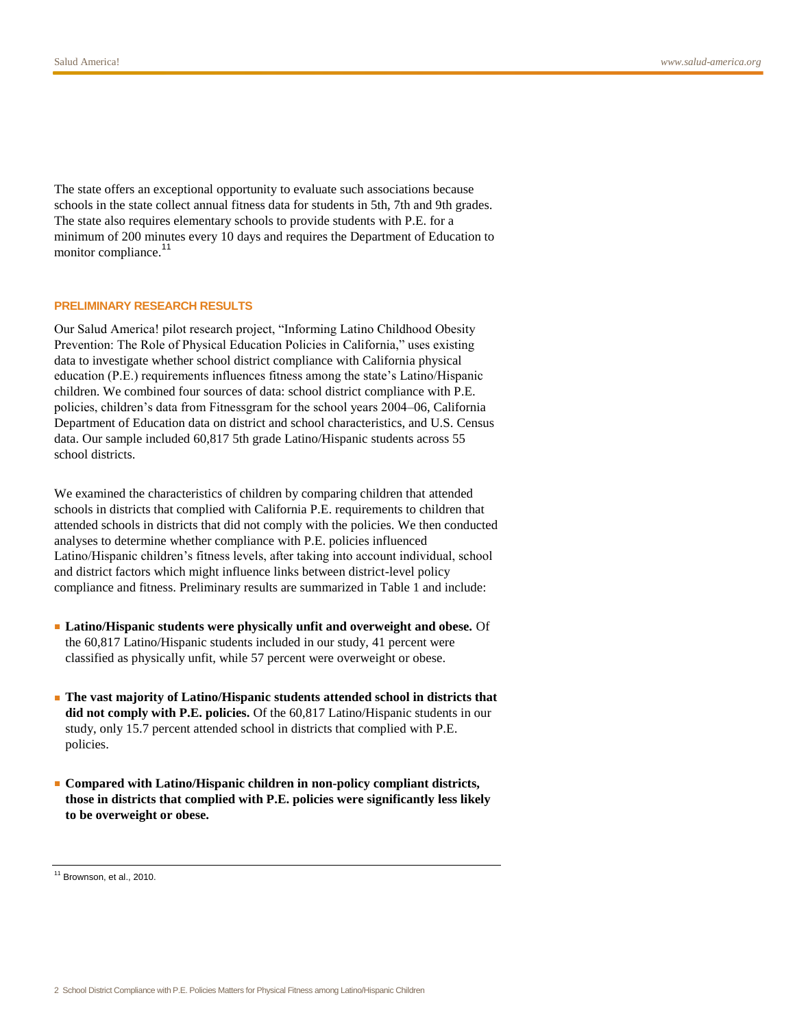The state offers an exceptional opportunity to evaluate such associations because schools in the state collect annual fitness data for students in 5th, 7th and 9th grades. The state also requires elementary schools to provide students with P.E. for a minimum of 200 minutes every 10 days and requires the Department of Education to monitor compliance.[11]

## PRELIMINARY RESEARCH RESULTS

Our Salud America! pilot research project, "Informing Latino Childhood Obesity Prevention: The Role of Physical Education Policies in California," uses existing data to investigate whether school district compliance with California physical education (P.E.) requirements influences fitness among the state's Latino/Hispanic children. We combined four sources of data: school district compliance with P.E. policies, children's data from Fitnessgram for the school years 2004–06, California Department of Education data on district and school characteristics, and U.S. Census data. Our sample included 60,817 5th grade Latino/Hispanic students across 55 school districts.

We examined the characteristics of children by comparing children that attended schools in districts that complied with California P.E. requirements to children that attended schools in districts that did not comply with the policies. We then conducted analyses to determine whether compliance with P.E. policies influenced Latino/Hispanic children's fitness levels, after taking into account individual, school and district factors which might influence links between district-level policy compliance and fitness. Preliminary results are summarized in Table 1 and include:

- **Latino/Hispanic students were physically unfit and overweight and obese.** Of the 60,817 Latino/Hispanic students included in our study, 41 percent were classified as physically unfit, while 57 percent were overweight or obese.
- **The vast majority of Latino/Hispanic students attended school in districts that did not comply with P.E. policies.** Of the 60,817 Latino/Hispanic students in our study, only 15.7 percent attended school in districts that complied with P.E. policies.
- **Compared with Latino/Hispanic children in non-policy compliant districts, those in districts that complied with P.E. policies were significantly less likely to be overweight or obese.**

[11] Brownson, et al., 2010.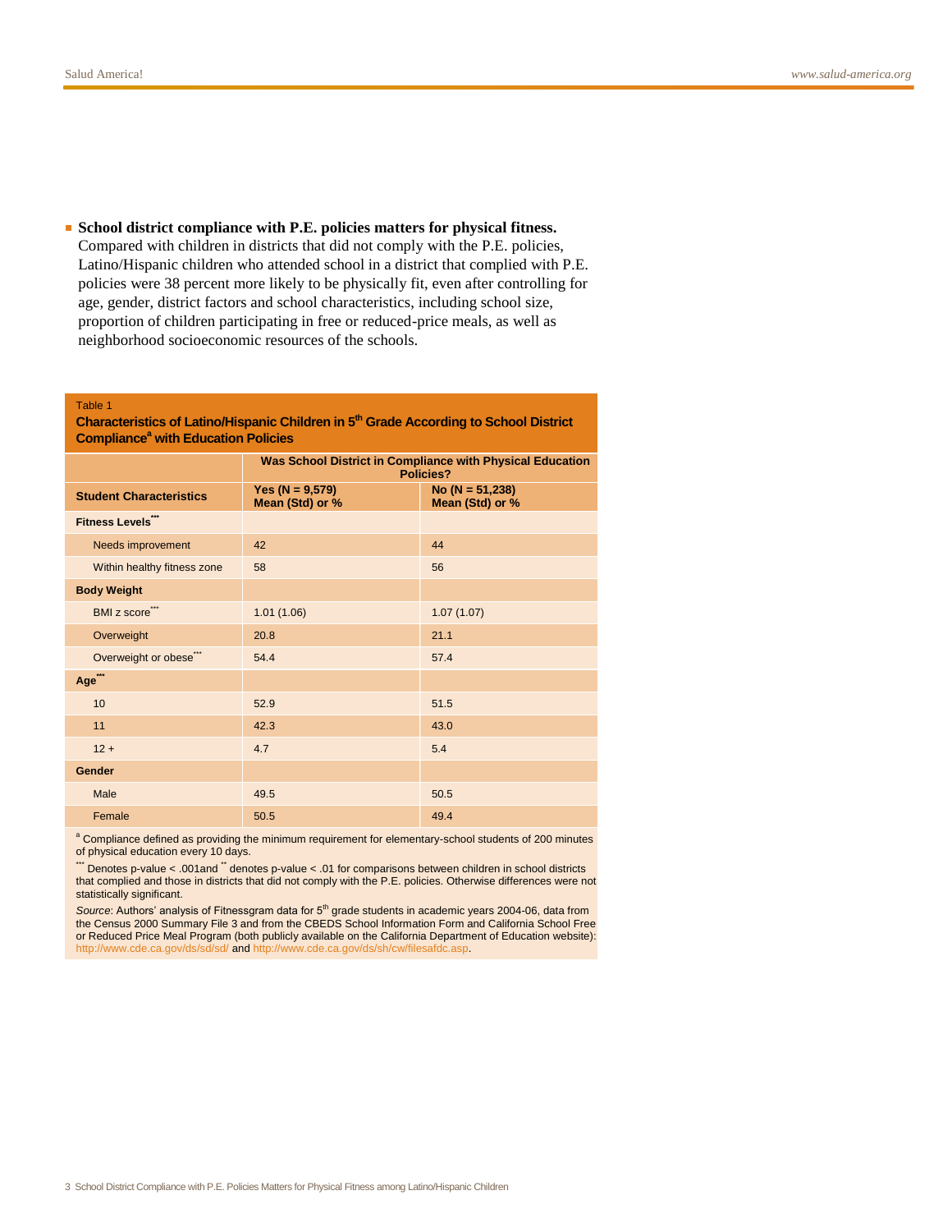- **School district compliance with P.E. policies matters for physical fitness.** Compared with children in districts that did not comply with the P.E. policies, Latino/Hispanic children who attended school in a district that complied with P.E. policies were 38 percent more likely to be physically fit, even after controlling for age, gender, district factors and school characteristics, including school size, proportion of children participating in free or reduced-price meals, as well as neighborhood socioeconomic resources of the schools.

Table 1

**Characteristics of Latino/Hispanic Children in 5th Grade According to School District Compliance[a] with Education Policies**

| | Was School District in Compliance with Physical Education Policies? | |
|---|---|---|
| **Student Characteristics** | **Yes (N = 9,579) Mean (Std) or %** | **No (N = 51,238) Mean (Std) or %** |
| **Fitness Levels*** ** | | |
| Needs improvement | 42 | 44 |
| Within healthy fitness zone | 58 | 56 |
| **Body Weight** | | |
| BMI z score*** | 1.01 (1.06) | 1.07 (1.07) |
| Overweight | 20.8 | 21.1 |
| Overweight or obese*** | 54.4 | 57.4 |
| **Age*** ** | | |
| 10 | 52.9 | 51.5 |
| 11 | 42.3 | 43.0 |
| 12 + | 4.7 | 5.4 |
| **Gender** | | |
| Male | 49.5 | 50.5 |
| Female | 50.5 | 49.4 |

[a] Compliance defined as providing the minimum requirement for elementary-school students of 200 minutes of physical education every 10 days.

*** Denotes p-value < .001and ** denotes p-value < .01 for comparisons between children in school districts that complied and those in districts that did not comply with the P.E. policies. Otherwise differences were not statistically significant.

*Source*: Authors' analysis of Fitnessgram data for 5th grade students in academic years 2004-06, data from the Census 2000 Summary File 3 and from the CBEDS School Information Form and California School Free or Reduced Price Meal Program (both publicly available on the California Department of Education website): http://www.cde.ca.gov/ds/sd/sd/ and http://www.cde.ca.gov/ds/sh/cw/filesafdc.asp.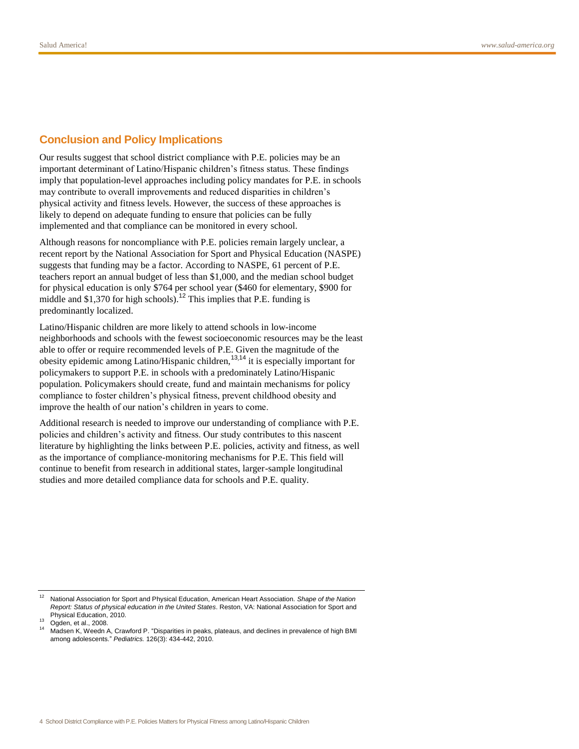## Conclusion and Policy Implications

Our results suggest that school district compliance with P.E. policies may be an important determinant of Latino/Hispanic children's fitness status. These findings imply that population-level approaches including policy mandates for P.E. in schools may contribute to overall improvements and reduced disparities in children's physical activity and fitness levels. However, the success of these approaches is likely to depend on adequate funding to ensure that policies can be fully implemented and that compliance can be monitored in every school.

Although reasons for noncompliance with P.E. policies remain largely unclear, a recent report by the National Association for Sport and Physical Education (NASPE) suggests that funding may be a factor. According to NASPE, 61 percent of P.E. teachers report an annual budget of less than $1,000, and the median school budget for physical education is only $764 per school year ($460 for elementary, $900 for middle and $1,370 for high schools).[12] This implies that P.E. funding is predominantly localized.

Latino/Hispanic children are more likely to attend schools in low-income neighborhoods and schools with the fewest socioeconomic resources may be the least able to offer or require recommended levels of P.E. Given the magnitude of the obesity epidemic among Latino/Hispanic children,[13,14] it is especially important for policymakers to support P.E. in schools with a predominately Latino/Hispanic population. Policymakers should create, fund and maintain mechanisms for policy compliance to foster children's physical fitness, prevent childhood obesity and improve the health of our nation's children in years to come.

Additional research is needed to improve our understanding of compliance with P.E. policies and children's activity and fitness. Our study contributes to this nascent literature by highlighting the links between P.E. policies, activity and fitness, as well as the importance of compliance-monitoring mechanisms for P.E. This field will continue to benefit from research in additional states, larger-sample longitudinal studies and more detailed compliance data for schools and P.E. quality.

---

[12] National Association for Sport and Physical Education, American Heart Association. *Shape of the Nation Report: Status of physical education in the United States*. Reston, VA: National Association for Sport and Physical Education, 2010.

[13] Ogden, et al., 2008.

[14] Madsen K, Weedn A, Crawford P. "Disparities in peaks, plateaus, and declines in prevalence of high BMI among adolescents." *Pediatrics.* 126(3): 434-442, 2010.